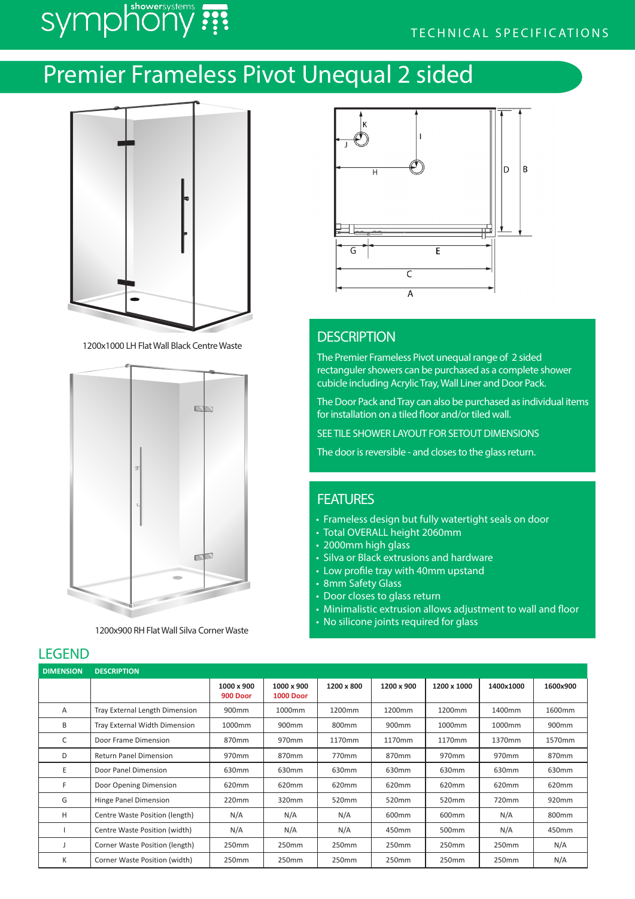symphony showersystems

TECHNICAL SPECIFICATIONS

# Premier Frameless Pivot Unequal 2 sided

1200x1000 LH Flat Wall Black Centre Waste

1200x900 RH Flat Wall Silva Corner Waste

K
J
I
H
D
B
G
E
C
A

## DESCRIPTION

The Premier Frameless Pivot unequal range of 2 sided rectanguler showers can be purchased as a complete shower cubicle including Acrylic Tray, Wall Liner and Door Pack.

The Door Pack and Tray can also be purchased as individual items for installation on a tiled floor and/or tiled wall.

SEE TILE SHOWER LAYOUT FOR SETOUT DIMENSIONS

The door is reversible - and closes to the glass return.

## FEATURES

- Frameless design but fully watertight seals on door
- Total OVERALL height 2060mm
- 2000mm high glass
- Silva or Black extrusions and hardware
- Low profile tray with 40mm upstand
- 8mm Safety Glass
- Door closes to glass return
- Minimalistic extrusion allows adjustment to wall and floor
- No silicone joints required for glass

## LEGEND

| DIMENSION | DESCRIPTION | 1000 x 900 900 Door | 1000 x 900 1000 Door | 1200 x 800 | 1200 x 900 | 1200 x 1000 | 1400x1000 | 1600x900 |
|---|---|---|---|---|---|---|---|---|
| A | Tray External Length Dimension | 900mm | 1000mm | 1200mm | 1200mm | 1200mm | 1400mm | 1600mm |
| B | Tray External Width Dimension | 1000mm | 900mm | 800mm | 900mm | 1000mm | 1000mm | 900mm |
| C | Door Frame Dimension | 870mm | 970mm | 1170mm | 1170mm | 1170mm | 1370mm | 1570mm |
| D | Return Panel Dimension | 970mm | 870mm | 770mm | 870mm | 970mm | 970mm | 870mm |
| E | Door Panel Dimension | 630mm | 630mm | 630mm | 630mm | 630mm | 630mm | 630mm |
| F | Door Opening Dimension | 620mm | 620mm | 620mm | 620mm | 620mm | 620mm | 620mm |
| G | Hinge Panel Dimension | 220mm | 320mm | 520mm | 520mm | 520mm | 720mm | 920mm |
| H | Centre Waste Position (length) | N/A | N/A | N/A | 600mm | 600mm | N/A | 800mm |
| I | Centre Waste Position (width) | N/A | N/A | N/A | 450mm | 500mm | N/A | 450mm |
| J | Corner Waste Position (length) | 250mm | 250mm | 250mm | 250mm | 250mm | 250mm | N/A |
| K | Corner Waste Position (width) | 250mm | 250mm | 250mm | 250mm | 250mm | 250mm | N/A |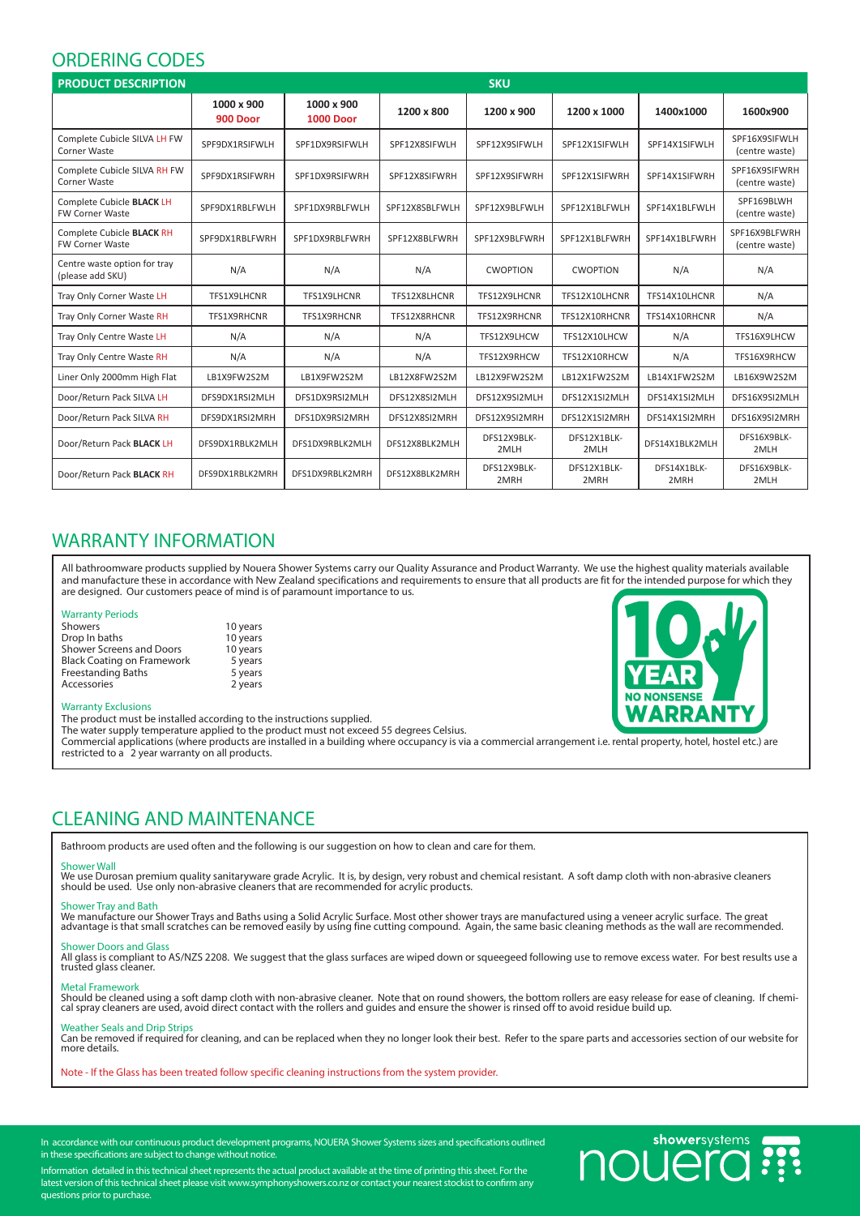## ORDERING CODES

| PRODUCT DESCRIPTION | SKU | | | | | | |
|---|---|---|---|---|---|---|---|
| | 1000 x 900 **900 Door** | 1000 x 900 **1000 Door** | 1200 x 800 | 1200 x 900 | 1200 x 1000 | 1400x1000 | 1600x900 |
| Complete Cubicle SILVA LH FW Corner Waste | SPF9DX1RSIFWLH | SPF1DX9RSIFWLH | SPF12X8SIFWLH | SPF12X9SIFWLH | SPF12X1SIFWLH | SPF14X1SIFWLH | SPF16X9SIFWLH (centre waste) |
| Complete Cubicle SILVA RH FW Corner Waste | SPF9DX1RSIFWRH | SPF1DX9RSIFWRH | SPF12X8SIFWRH | SPF12X9SIFWRH | SPF12X1SIFWRH | SPF14X1SIFWRH | SPF16X9SIFWRH (centre waste) |
| Complete Cubicle **BLACK** LH FW Corner Waste | SPF9DX1RBLFWLH | SPF1DX9RBLFWLH | SPF12X8SBLFWLH | SPF12X9BLFWLH | SPF12X1BLFWLH | SPF14X1BLFWLH | SPF169BLWH (centre waste) |
| Complete Cubicle **BLACK** RH FW Corner Waste | SPF9DX1RBLFWRH | SPF1DX9RBLFWRH | SPF12X8BLFWRH | SPF12X9BLFWRH | SPF12X1BLFWRH | SPF14X1BLFWRH | SPF16X9BLFWRH (centre waste) |
| Centre waste option for tray (please add SKU) | N/A | N/A | N/A | CWOPTION | CWOPTION | N/A | N/A |
| Tray Only Corner Waste LH | TFS1X9LHCNR | TFS1X9LHCNR | TFS12X8LHCNR | TFS12X9LHCNR | TFS12X10LHCNR | TFS14X10LHCNR | N/A |
| Tray Only Corner Waste RH | TFS1X9RHCNR | TFS1X9RHCNR | TFS12X8RHCNR | TFS12X9RHCNR | TFS12X10RHCNR | TFS14X10RHCNR | N/A |
| Tray Only Centre Waste LH | N/A | N/A | N/A | TFS12X9LHCW | TFS12X10LHCW | N/A | TFS16X9LHCW |
| Tray Only Centre Waste RH | N/A | N/A | N/A | TFS12X9RHCW | TFS12X10RHCW | N/A | TFS16X9RHCW |
| Liner Only 2000mm High Flat | LB1X9FW2S2M | LB1X9FW2S2M | LB12X8FW2S2M | LB12X9FW2S2M | LB12X1FW2S2M | LB14X1FW2S2M | LB16X9W2S2M |
| Door/Return Pack SILVA LH | DFS9DX1RSI2MLH | DFS1DX9RSI2MLH | DFS12X8SI2MLH | DFS12X9SI2MLH | DFS12X1SI2MLH | DFS14X1SI2MLH | DFS16X9SI2MLH |
| Door/Return Pack SILVA RH | DFS9DX1RSI2MRH | DFS1DX9RSI2MRH | DFS12X8SI2MRH | DFS12X9SI2MRH | DFS12X1SI2MRH | DFS14X1SI2MRH | DFS16X9SI2MRH |
| Door/Return Pack **BLACK** LH | DFS9DX1RBLK2MLH | DFS1DX9RBLK2MLH | DFS12X8BLK2MLH | DFS12X9BLK-2MLH | DFS12X1BLK-2MLH | DFS14X1BLK2MLH | DFS16X9BLK-2MLH |
| Door/Return Pack **BLACK** RH | DFS9DX1RBLK2MRH | DFS1DX9RBLK2MRH | DFS12X8BLK2MRH | DFS12X9BLK-2MRH | DFS12X1BLK-2MRH | DFS14X1BLK-2MRH | DFS16X9BLK-2MLH |

## WARRANTY INFORMATION

All bathroomware products supplied by Nouera Shower Systems carry our Quality Assurance and Product Warranty. We use the highest quality materials available and manufacture these in accordance with New Zealand specifications and requirements to ensure that all products are fit for the intended purpose for which they are designed. Our customers peace of mind is of paramount importance to us.

10 YEAR NO NONSENSE WARRANTY

### Warranty Periods

| | |
|---|---|
| Showers | 10 years |
| Drop In baths | 10 years |
| Shower Screens and Doors | 10 years |
| Black Coating on Framework | 5 years |
| Freestanding Baths | 5 years |
| Accessories | 2 years |

### Warranty Exclusions

The product must be installed according to the instructions supplied.
The water supply temperature applied to the product must not exceed 55 degrees Celsius.
Commercial applications (where products are installed in a building where occupancy is via a commercial arrangement i.e. rental property, hotel, hostel etc.) are restricted to a 2 year warranty on all products.

## CLEANING AND MAINTENANCE

Bathroom products are used often and the following is our suggestion on how to clean and care for them.

### Shower Wall

We use Durosan premium quality sanitaryware grade Acrylic. It is, by design, very robust and chemical resistant. A soft damp cloth with non-abrasive cleaners should be used. Use only non-abrasive cleaners that are recommended for acrylic products.

### Shower Tray and Bath

We manufacture our Shower Trays and Baths using a Solid Acrylic Surface. Most other shower trays are manufactured using a veneer acrylic surface. The great advantage is that small scratches can be removed easily by using fine cutting compound. Again, the same basic cleaning methods as the wall are recommended.

### Shower Doors and Glass

All glass is compliant to AS/NZS 2208. We suggest that the glass surfaces are wiped down or squeegeed following use to remove excess water. For best results use a trusted glass cleaner.

### Metal Framework

Should be cleaned using a soft damp cloth with non-abrasive cleaner. Note that on round showers, the bottom rollers are easy release for ease of cleaning. If chemical spray cleaners are used, avoid direct contact with the rollers and guides and ensure the shower is rinsed off to avoid residue build up.

### Weather Seals and Drip Strips

Can be removed if required for cleaning, and can be replaced when they no longer look their best. Refer to the spare parts and accessories section of our website for more details.

Note - If the Glass has been treated follow specific cleaning instructions from the system provider.

In accordance with our continuous product development programs, NOUERA Shower Systems sizes and specifications outlined in these specifications are subject to change without notice.

Information detailed in this technical sheet represents the actual product available at the time of printing this sheet. For the latest version of this technical sheet please visit www.symphonyshowers.co.nz or contact your nearest stockist to confirm any questions prior to purchase.

nouera showersystems